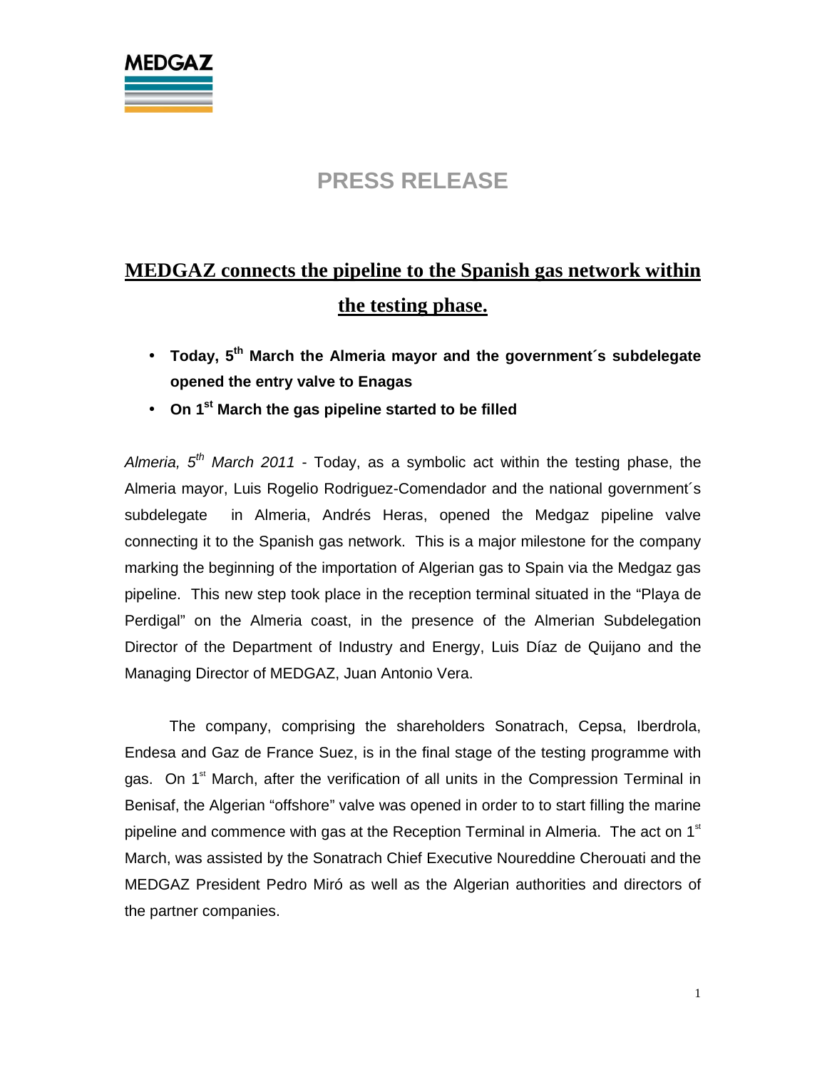MEDGAZ

# PRESS RELEASE

## MEDGAZ connects the pipeline to the Spanish gas network within the testing phase.

- **Today, 5th March the Almeria mayor and the government´s subdelegate opened the entry valve to Enagas**
- **On 1st March the gas pipeline started to be filled**

*Almeria, 5th March 2011* - Today, as a symbolic act within the testing phase, the Almeria mayor, Luis Rogelio Rodriguez-Comendador and the national government´s subdelegate in Almeria, Andrés Heras, opened the Medgaz pipeline valve connecting it to the Spanish gas network. This is a major milestone for the company marking the beginning of the importation of Algerian gas to Spain via the Medgaz gas pipeline. This new step took place in the reception terminal situated in the "Playa de Perdigal" on the Almeria coast, in the presence of the Almerian Subdelegation Director of the Department of Industry and Energy, Luis Díaz de Quijano and the Managing Director of MEDGAZ, Juan Antonio Vera.

The company, comprising the shareholders Sonatrach, Cepsa, Iberdrola, Endesa and Gaz de France Suez, is in the final stage of the testing programme with gas. On 1st March, after the verification of all units in the Compression Terminal in Benisaf, the Algerian "offshore" valve was opened in order to to start filling the marine pipeline and commence with gas at the Reception Terminal in Almeria. The act on 1st March, was assisted by the Sonatrach Chief Executive Noureddine Cherouati and the MEDGAZ President Pedro Miró as well as the Algerian authorities and directors of the partner companies.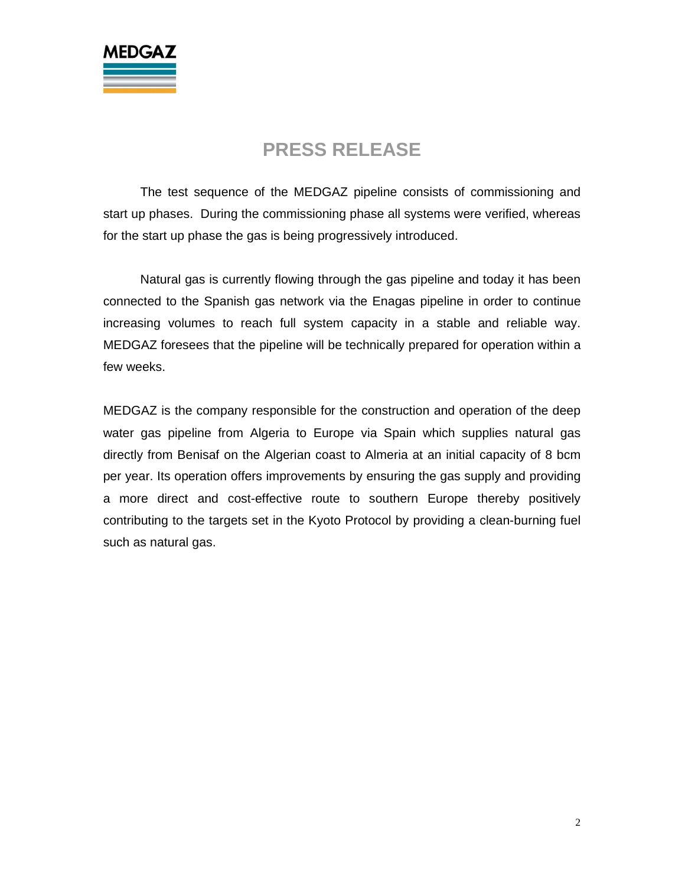MEDGAZ

# PRESS RELEASE

The test sequence of the MEDGAZ pipeline consists of commissioning and start up phases. During the commissioning phase all systems were verified, whereas for the start up phase the gas is being progressively introduced.

Natural gas is currently flowing through the gas pipeline and today it has been connected to the Spanish gas network via the Enagas pipeline in order to continue increasing volumes to reach full system capacity in a stable and reliable way. MEDGAZ foresees that the pipeline will be technically prepared for operation within a few weeks.

MEDGAZ is the company responsible for the construction and operation of the deep water gas pipeline from Algeria to Europe via Spain which supplies natural gas directly from Benisaf on the Algerian coast to Almeria at an initial capacity of 8 bcm per year. Its operation offers improvements by ensuring the gas supply and providing a more direct and cost-effective route to southern Europe thereby positively contributing to the targets set in the Kyoto Protocol by providing a clean-burning fuel such as natural gas.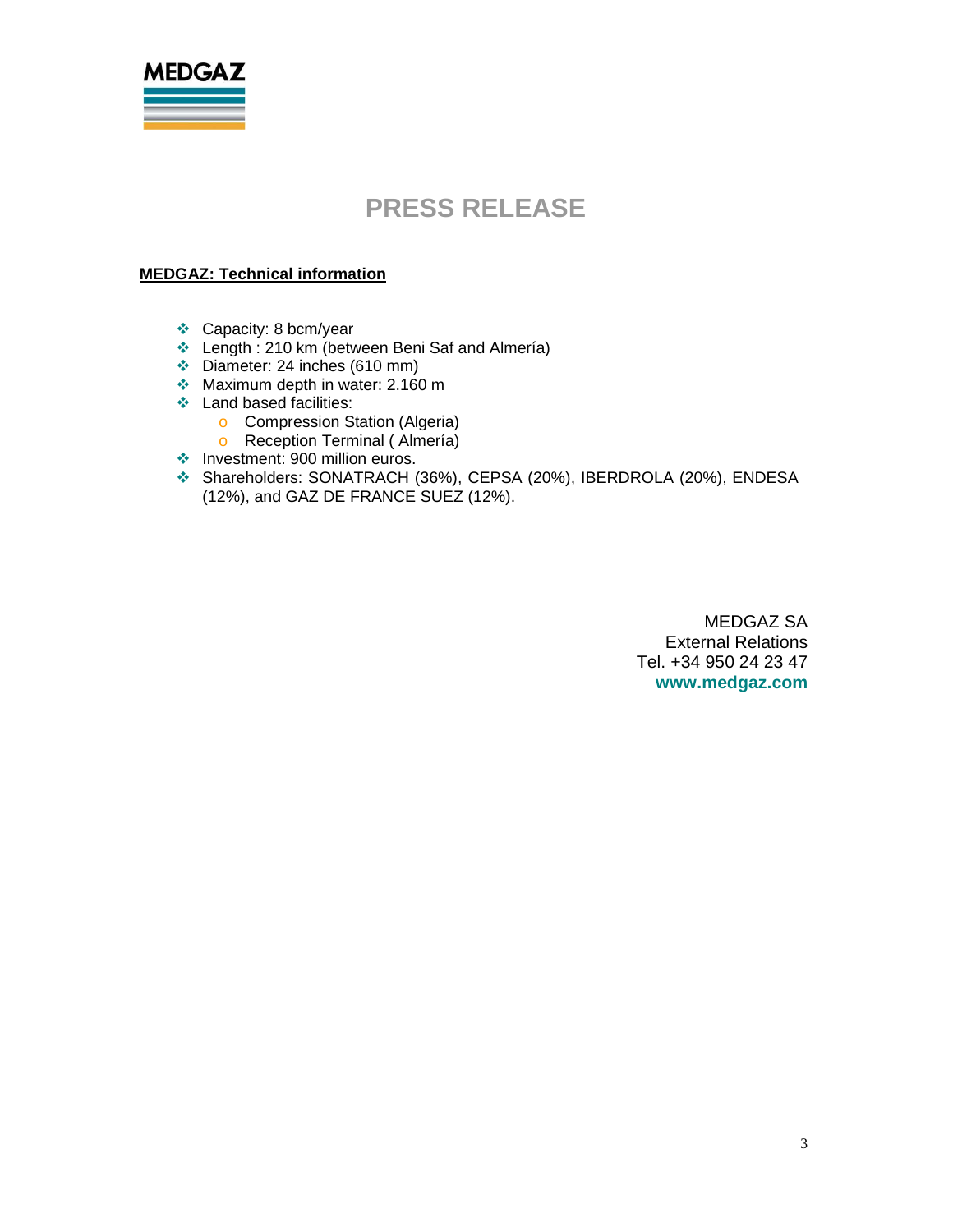MEDGAZ

# PRESS RELEASE

**MEDGAZ: Technical information**

- Capacity: 8 bcm/year
- Length : 210 km (between Beni Saf and Almería)
- Diameter: 24 inches (610 mm)
- Maximum depth in water: 2.160 m
- Land based facilities:
  - Compression Station (Algeria)
  - Reception Terminal ( Almería)
- Investment: 900 million euros.
- Shareholders: SONATRACH (36%), CEPSA (20%), IBERDROLA (20%), ENDESA (12%), and GAZ DE FRANCE SUEZ (12%).

MEDGAZ SA
External Relations
Tel. +34 950 24 23 47
**www.medgaz.com**